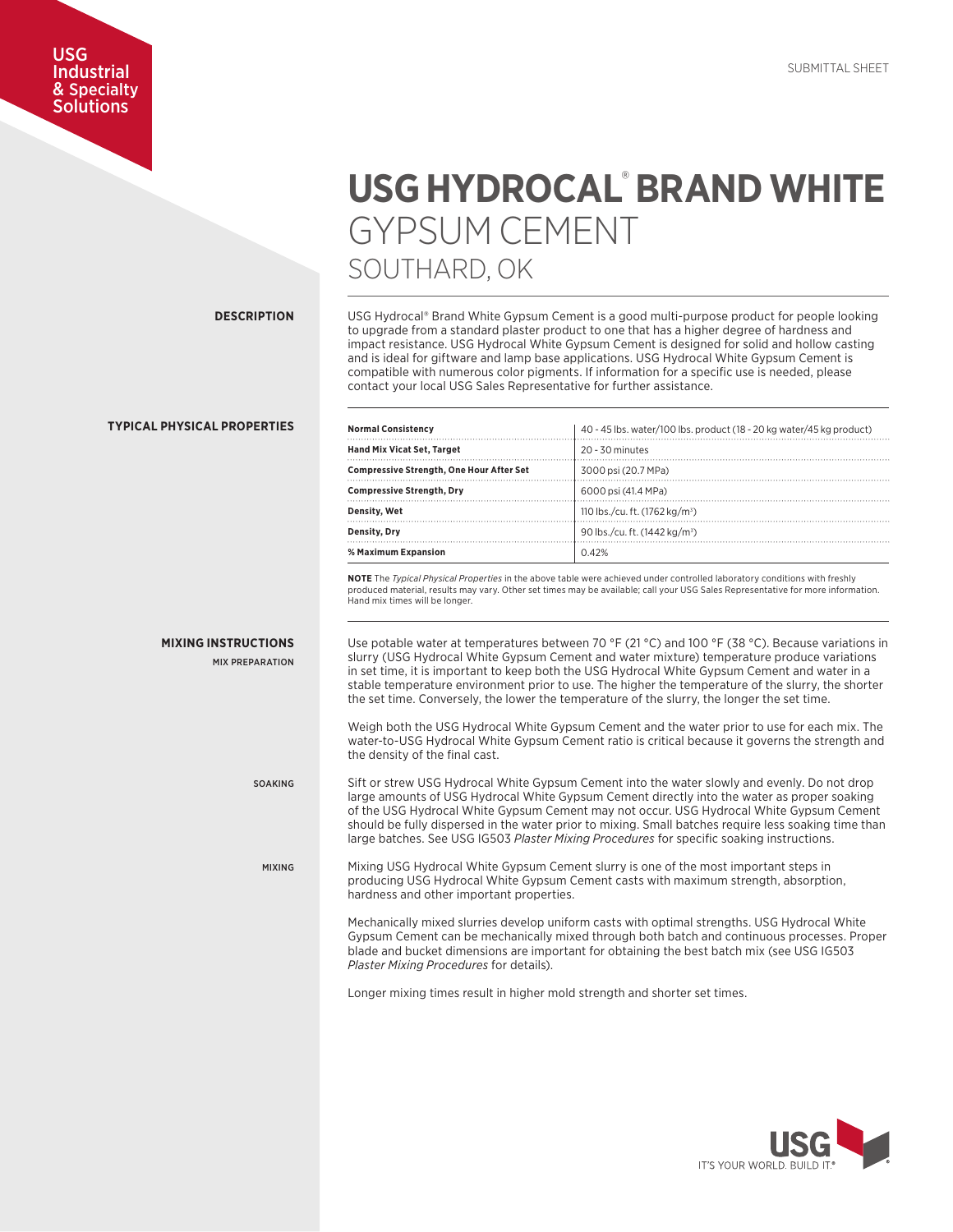USG Industrial & Specialty Solutions

SUBMITTAL SHEET

# USG HYDROCAL® BRAND WHITE GYPSUM CEMENT
## SOUTHARD, OK

### DESCRIPTION

USG Hydrocal® Brand White Gypsum Cement is a good multi-purpose product for people looking to upgrade from a standard plaster product to one that has a higher degree of hardness and impact resistance. USG Hydrocal White Gypsum Cement is designed for solid and hollow casting and is ideal for giftware and lamp base applications. USG Hydrocal White Gypsum Cement is compatible with numerous color pigments. If information for a specific use is needed, please contact your local USG Sales Representative for further assistance.

### TYPICAL PHYSICAL PROPERTIES

| Property | Value |
|---|---|
| **Normal Consistency** | 40 - 45 lbs. water/100 lbs. product (18 - 20 kg water/45 kg product) |
| **Hand Mix Vicat Set, Target** | 20 - 30 minutes |
| **Compressive Strength, One Hour After Set** | 3000 psi (20.7 MPa) |
| **Compressive Strength, Dry** | 6000 psi (41.4 MPa) |
| **Density, Wet** | 110 lbs./cu. ft. (1762 kg/m$^3$) |
| **Density, Dry** | 90 lbs./cu. ft. (1442 kg/m$^3$) |
| **% Maximum Expansion** | 0.42% |

**NOTE** The *Typical Physical Properties* in the above table were achieved under controlled laboratory conditions with freshly produced material, results may vary. Other set times may be available; call your USG Sales Representative for more information. Hand mix times will be longer.

### MIXING INSTRUCTIONS

#### MIX PREPARATION

Use potable water at temperatures between 70 °F (21 °C) and 100 °F (38 °C). Because variations in slurry (USG Hydrocal White Gypsum Cement and water mixture) temperature produce variations in set time, it is important to keep both the USG Hydrocal White Gypsum Cement and water in a stable temperature environment prior to use. The higher the temperature of the slurry, the shorter the set time. Conversely, the lower the temperature of the slurry, the longer the set time.

Weigh both the USG Hydrocal White Gypsum Cement and the water prior to use for each mix. The water-to-USG Hydrocal White Gypsum Cement ratio is critical because it governs the strength and the density of the final cast.

#### SOAKING

Sift or strew USG Hydrocal White Gypsum Cement into the water slowly and evenly. Do not drop large amounts of USG Hydrocal White Gypsum Cement directly into the water as proper soaking of the USG Hydrocal White Gypsum Cement may not occur. USG Hydrocal White Gypsum Cement should be fully dispersed in the water prior to mixing. Small batches require less soaking time than large batches. See USG IG503 *Plaster Mixing Procedures* for specific soaking instructions.

#### MIXING

Mixing USG Hydrocal White Gypsum Cement slurry is one of the most important steps in producing USG Hydrocal White Gypsum Cement casts with maximum strength, absorption, hardness and other important properties.

Mechanically mixed slurries develop uniform casts with optimal strengths. USG Hydrocal White Gypsum Cement can be mechanically mixed through both batch and continuous processes. Proper blade and bucket dimensions are important for obtaining the best batch mix (see USG IG503 *Plaster Mixing Procedures* for details).

Longer mixing times result in higher mold strength and shorter set times.

USG IT'S YOUR WORLD. BUILD IT.®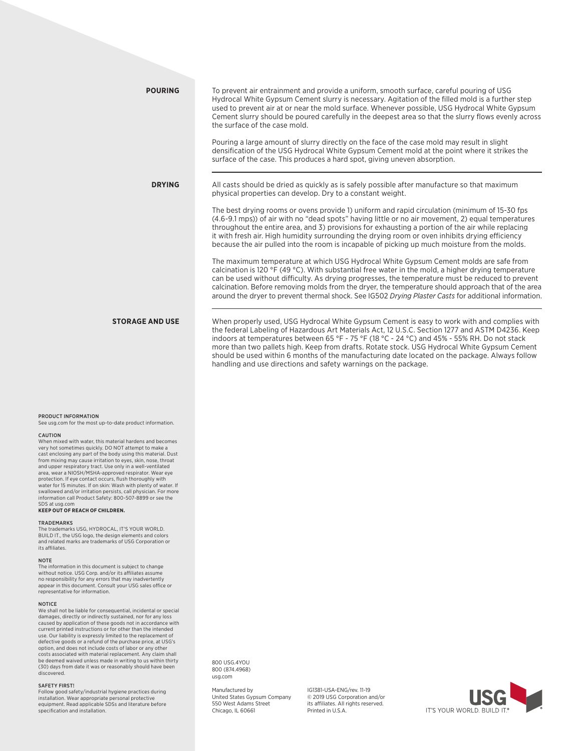## POURING

To prevent air entrainment and provide a uniform, smooth surface, careful pouring of USG Hydrocal White Gypsum Cement slurry is necessary. Agitation of the filled mold is a further step used to prevent air at or near the mold surface. Whenever possible, USG Hydrocal White Gypsum Cement slurry should be poured carefully in the deepest area so that the slurry flows evenly across the surface of the case mold.

Pouring a large amount of slurry directly on the face of the case mold may result in slight densification of the USG Hydrocal White Gypsum Cement mold at the point where it strikes the surface of the case. This produces a hard spot, giving uneven absorption.

## DRYING

All casts should be dried as quickly as is safely possible after manufacture so that maximum physical properties can develop. Dry to a constant weight.

The best drying rooms or ovens provide 1) uniform and rapid circulation (minimum of 15-30 fps (4.6-9.1 mps)) of air with no "dead spots" having little or no air movement, 2) equal temperatures throughout the entire area, and 3) provisions for exhausting a portion of the air while replacing it with fresh air. High humidity surrounding the drying room or oven inhibits drying efficiency because the air pulled into the room is incapable of picking up much moisture from the molds.

The maximum temperature at which USG Hydrocal White Gypsum Cement molds are safe from calcination is 120 °F (49 °C). With substantial free water in the mold, a higher drying temperature can be used without difficulty. As drying progresses, the temperature must be reduced to prevent calcination. Before removing molds from the dryer, the temperature should approach that of the area around the dryer to prevent thermal shock. See IG502 *Drying Plaster Casts* for additional information.

## STORAGE AND USE

When properly used, USG Hydrocal White Gypsum Cement is easy to work with and complies with the federal Labeling of Hazardous Art Materials Act, 12 U.S.C. Section 1277 and ASTM D4236. Keep indoors at temperatures between 65 °F - 75 °F (18 °C - 24 °C) and 45% - 55% RH. Do not stack more than two pallets high. Keep from drafts. Rotate stock. USG Hydrocal White Gypsum Cement should be used within 6 months of the manufacturing date located on the package. Always follow handling and use directions and safety warnings on the package.

**PRODUCT INFORMATION**
See usg.com for the most up-to-date product information.

**CAUTION**
When mixed with water, this material hardens and becomes very hot sometimes quickly. DO NOT attempt to make a cast enclosing any part of the body using this material. Dust from mixing may cause irritation to eyes, skin, nose, throat and upper respiratory tract. Use only in a well-ventilated area, wear a NIOSH/MSHA-approved respirator. Wear eye protection. If eye contact occurs, flush thoroughly with water for 15 minutes. If on skin: Wash with plenty of water. If swallowed and/or irritation persists, call physician. For more information call Product Safety: 800-507-8899 or see the SDS at usg.com
**KEEP OUT OF REACH OF CHILDREN.**

**TRADEMARKS**
The trademarks USG, HYDROCAL, IT'S YOUR WORLD. BUILD IT., the USG logo, the design elements and colors and related marks are trademarks of USG Corporation or its affiliates.

**NOTE**
The information in this document is subject to change without notice. USG Corp. and/or its affiliates assume no responsibility for any errors that may inadvertently appear in this document. Consult your USG sales office or representative for information.

**NOTICE**
We shall not be liable for consequential, incidental or special damages, directly or indirectly sustained, nor for any loss caused by application of these goods not in accordance with current printed instructions or for other than the intended use. Our liability is expressly limited to the replacement of defective goods or a refund of the purchase price, at USG's option, and does not include costs of labor or any other costs associated with material replacement. Any claim shall be deemed waived unless made in writing to us within thirty (30) days from date it was or reasonably should have been discovered.

**SAFETY FIRST!**
Follow good safety/industrial hygiene practices during installation. Wear appropriate personal protective equipment. Read applicable SDSs and literature before specification and installation.

800 USG.4YOU
800 (874.4968)
usg.com

Manufactured by
United States Gypsum Company
550 West Adams Street
Chicago, IL 60661

IG1381-USA-ENG/rev. 11-19
© 2019 USG Corporation and/or its affiliates. All rights reserved.
Printed in U.S.A.

USG
IT'S YOUR WORLD. BUILD IT.®